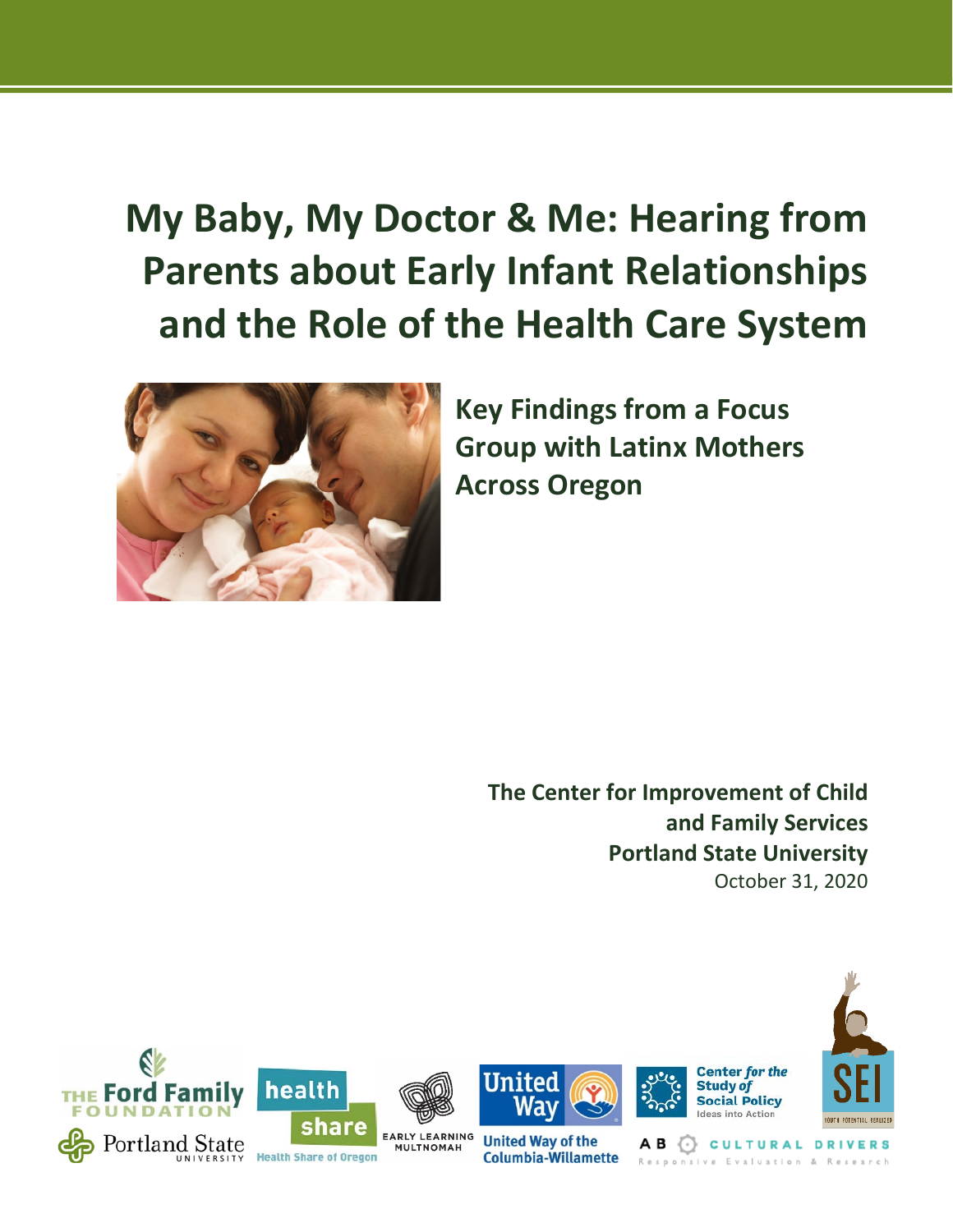# My Baby, My Doctor & Me: Hearing from Parents about Early Infant Relationships and the Role of the Health Care System

## Key Findings from a Focus Group with Latinx Mothers Across Oregon

**The Center for Improvement of Child and Family Services**
**Portland State University**
October 31, 2020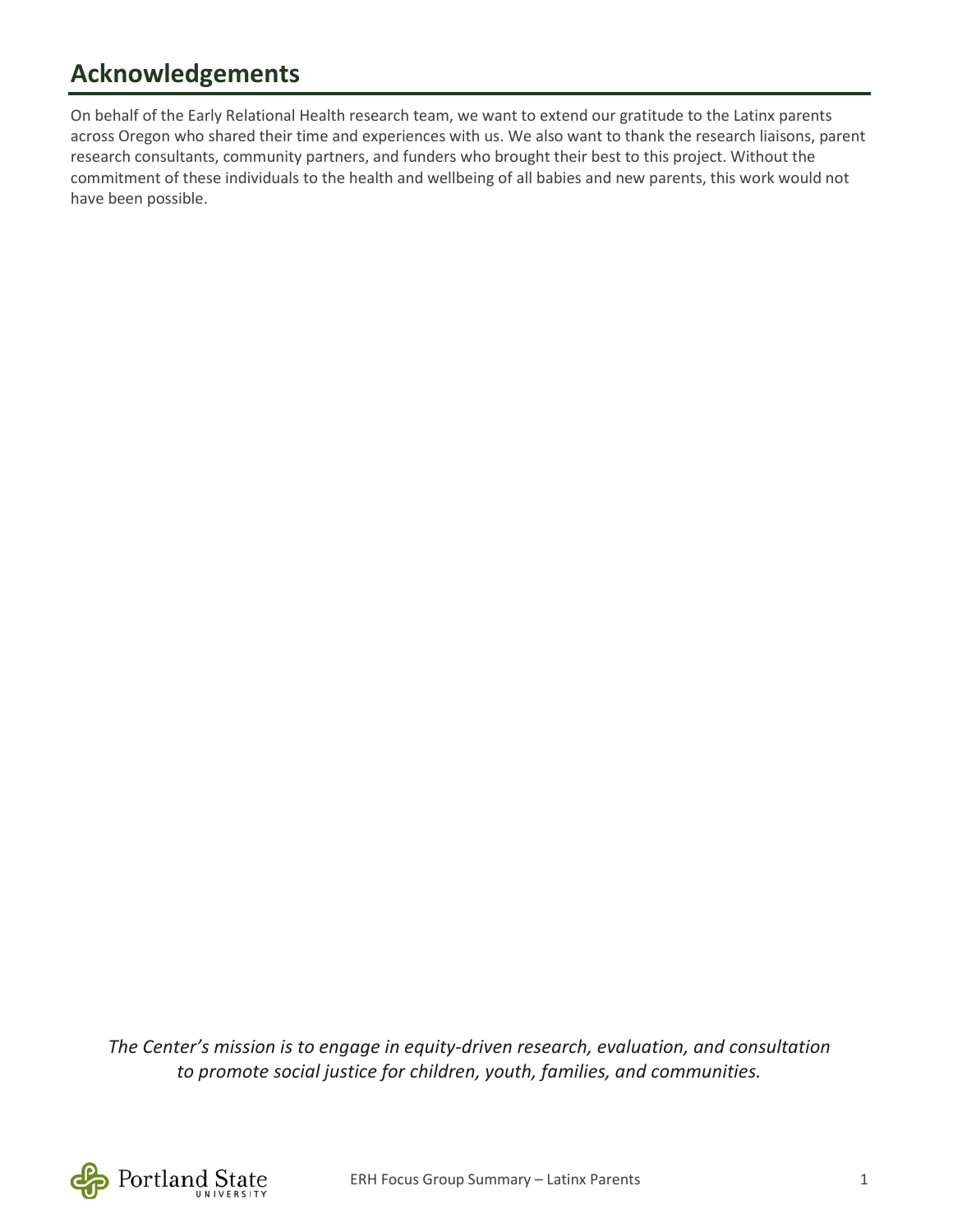## Acknowledgements

On behalf of the Early Relational Health research team, we want to extend our gratitude to the Latinx parents across Oregon who shared their time and experiences with us. We also want to thank the research liaisons, parent research consultants, community partners, and funders who brought their best to this project. Without the commitment of these individuals to the health and wellbeing of all babies and new parents, this work would not have been possible.

*The Center's mission is to engage in equity-driven research, evaluation, and consultation to promote social justice for children, youth, families, and communities.*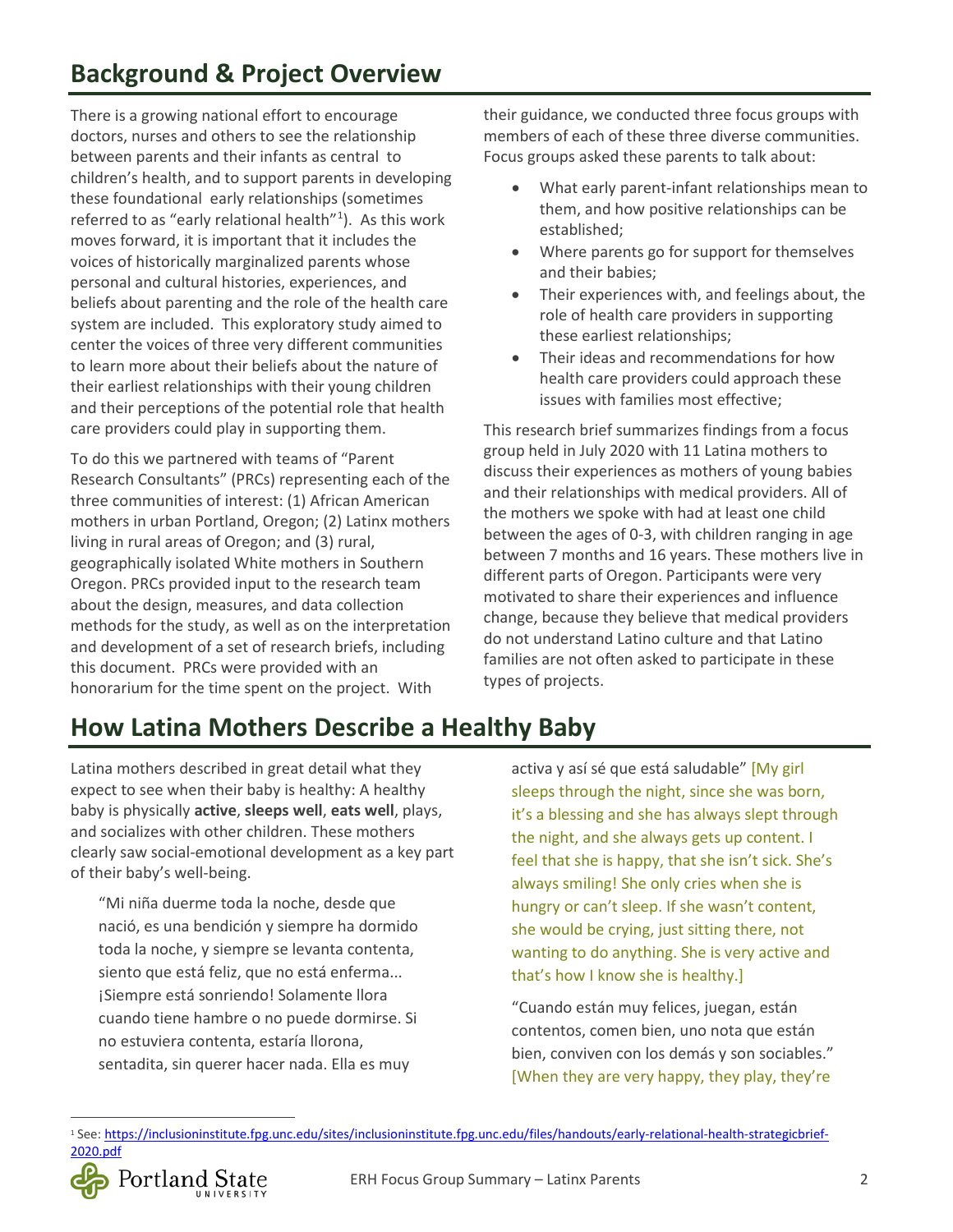## Background & Project Overview

There is a growing national effort to encourage doctors, nurses and others to see the relationship between parents and their infants as central to children's health, and to support parents in developing these foundational early relationships (sometimes referred to as "early relational health"[1]). As this work moves forward, it is important that it includes the voices of historically marginalized parents whose personal and cultural histories, experiences, and beliefs about parenting and the role of the health care system are included. This exploratory study aimed to center the voices of three very different communities to learn more about their beliefs about the nature of their earliest relationships with their young children and their perceptions of the potential role that health care providers could play in supporting them.

To do this we partnered with teams of "Parent Research Consultants" (PRCs) representing each of the three communities of interest: (1) African American mothers in urban Portland, Oregon; (2) Latinx mothers living in rural areas of Oregon; and (3) rural, geographically isolated White mothers in Southern Oregon. PRCs provided input to the research team about the design, measures, and data collection methods for the study, as well as on the interpretation and development of a set of research briefs, including this document. PRCs were provided with an honorarium for the time spent on the project. With their guidance, we conducted three focus groups with members of each of these three diverse communities. Focus groups asked these parents to talk about:

- What early parent-infant relationships mean to them, and how positive relationships can be established;
- Where parents go for support for themselves and their babies;
- Their experiences with, and feelings about, the role of health care providers in supporting these earliest relationships;
- Their ideas and recommendations for how health care providers could approach these issues with families most effective;

This research brief summarizes findings from a focus group held in July 2020 with 11 Latina mothers to discuss their experiences as mothers of young babies and their relationships with medical providers. All of the mothers we spoke with had at least one child between the ages of 0-3, with children ranging in age between 7 months and 16 years. These mothers live in different parts of Oregon. Participants were very motivated to share their experiences and influence change, because they believe that medical providers do not understand Latino culture and that Latino families are not often asked to participate in these types of projects.

## How Latina Mothers Describe a Healthy Baby

Latina mothers described in great detail what they expect to see when their baby is healthy: A healthy baby is physically **active**, **sleeps well**, **eats well**, plays, and socializes with other children. These mothers clearly saw social-emotional development as a key part of their baby's well-being.

> "Mi niña duerme toda la noche, desde que nació, es una bendición y siempre ha dormido toda la noche, y siempre se levanta contenta, siento que está feliz, que no está enferma... ¡Siempre está sonriendo! Solamente llora cuando tiene hambre o no puede dormirse. Si no estuviera contenta, estaría llorona, sentadita, sin querer hacer nada. Ella es muy activa y así sé que está saludable" [My girl sleeps through the night, since she was born, it's a blessing and she has always slept through the night, and she always gets up content. I feel that she is happy, that she isn't sick. She's always smiling! She only cries when she is hungry or can't sleep. If she wasn't content, she would be crying, just sitting there, not wanting to do anything. She is very active and that's how I know she is healthy.]

> "Cuando están muy felices, juegan, están contentos, comen bien, uno nota que están bien, conviven con los demás y son sociables." [When they are very happy, they play, they're

[1] See: https://inclusioninstitute.fpg.unc.edu/sites/inclusioninstitute.fpg.unc.edu/files/handouts/early-relational-health-strategicbrief-2020.pdf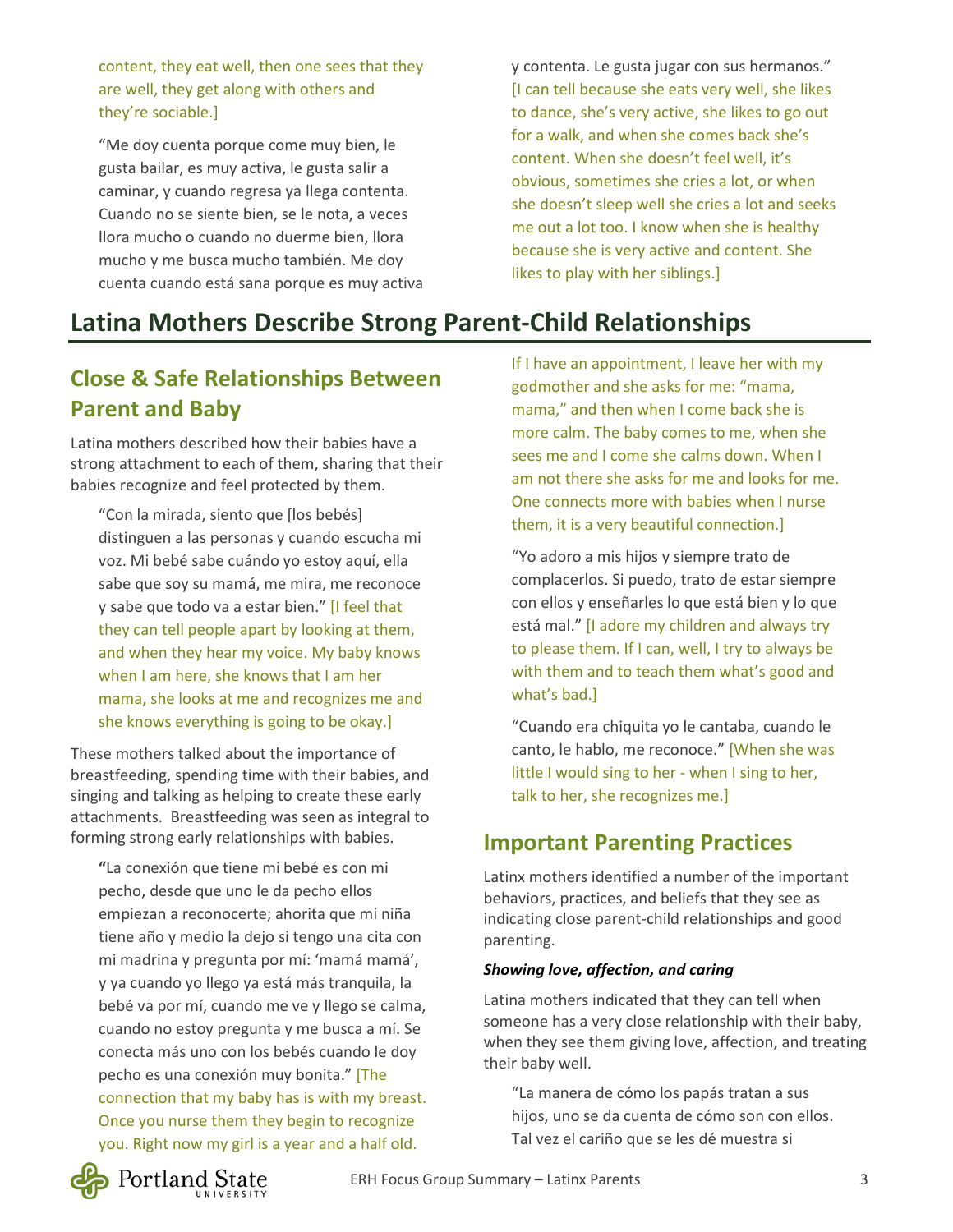content, they eat well, then one sees that they are well, they get along with others and they're sociable.]

"Me doy cuenta porque come muy bien, le gusta bailar, es muy activa, le gusta salir a caminar, y cuando regresa ya llega contenta. Cuando no se siente bien, se le nota, a veces llora mucho o cuando no duerme bien, llora mucho y me busca mucho también. Me doy cuenta cuando está sana porque es muy activa y contenta. Le gusta jugar con sus hermanos." [I can tell because she eats very well, she likes to dance, she's very active, she likes to go out for a walk, and when she comes back she's content. When she doesn't feel well, it's obvious, sometimes she cries a lot, or when she doesn't sleep well she cries a lot and seeks me out a lot too. I know when she is healthy because she is very active and content. She likes to play with her siblings.]

# Latina Mothers Describe Strong Parent-Child Relationships

## Close & Safe Relationships Between Parent and Baby

Latina mothers described how their babies have a strong attachment to each of them, sharing that their babies recognize and feel protected by them.

"Con la mirada, siento que [los bebés] distinguen a las personas y cuando escucha mi voz. Mi bebé sabe cuándo yo estoy aquí, ella sabe que soy su mamá, me mira, me reconoce y sabe que todo va a estar bien." [I feel that they can tell people apart by looking at them, and when they hear my voice. My baby knows when I am here, she knows that I am her mama, she looks at me and recognizes me and she knows everything is going to be okay.]

These mothers talked about the importance of breastfeeding, spending time with their babies, and singing and talking as helping to create these early attachments. Breastfeeding was seen as integral to forming strong early relationships with babies.

"La conexión que tiene mi bebé es con mi pecho, desde que uno le da pecho ellos empiezan a reconocerte; ahorita que mi niña tiene año y medio la dejo si tengo una cita con mi madrina y pregunta por mí: 'mamá mamá', y ya cuando yo llego ya está más tranquila, la bebé va por mí, cuando me ve y llego se calma, cuando no estoy pregunta y me busca a mí. Se conecta más uno con los bebés cuando le doy pecho es una conexión muy bonita." [The connection that my baby has is with my breast. Once you nurse them they begin to recognize you. Right now my girl is a year and a half old. If I have an appointment, I leave her with my godmother and she asks for me: "mama, mama," and then when I come back she is more calm. The baby comes to me, when she sees me and I come she calms down. When I am not there she asks for me and looks for me. One connects more with babies when I nurse them, it is a very beautiful connection.]

"Yo adoro a mis hijos y siempre trato de complacerlos. Si puedo, trato de estar siempre con ellos y enseñarles lo que está bien y lo que está mal." [I adore my children and always try to please them. If I can, well, I try to always be with them and to teach them what's good and what's bad.]

"Cuando era chiquita yo le cantaba, cuando le canto, le hablo, me reconoce." [When she was little I would sing to her - when I sing to her, talk to her, she recognizes me.]

## Important Parenting Practices

Latinx mothers identified a number of the important behaviors, practices, and beliefs that they see as indicating close parent-child relationships and good parenting.

***Showing love, affection, and caring***

Latina mothers indicated that they can tell when someone has a very close relationship with their baby, when they see them giving love, affection, and treating their baby well.

"La manera de cómo los papás tratan a sus hijos, uno se da cuenta de cómo son con ellos. Tal vez el cariño que se les dé muestra si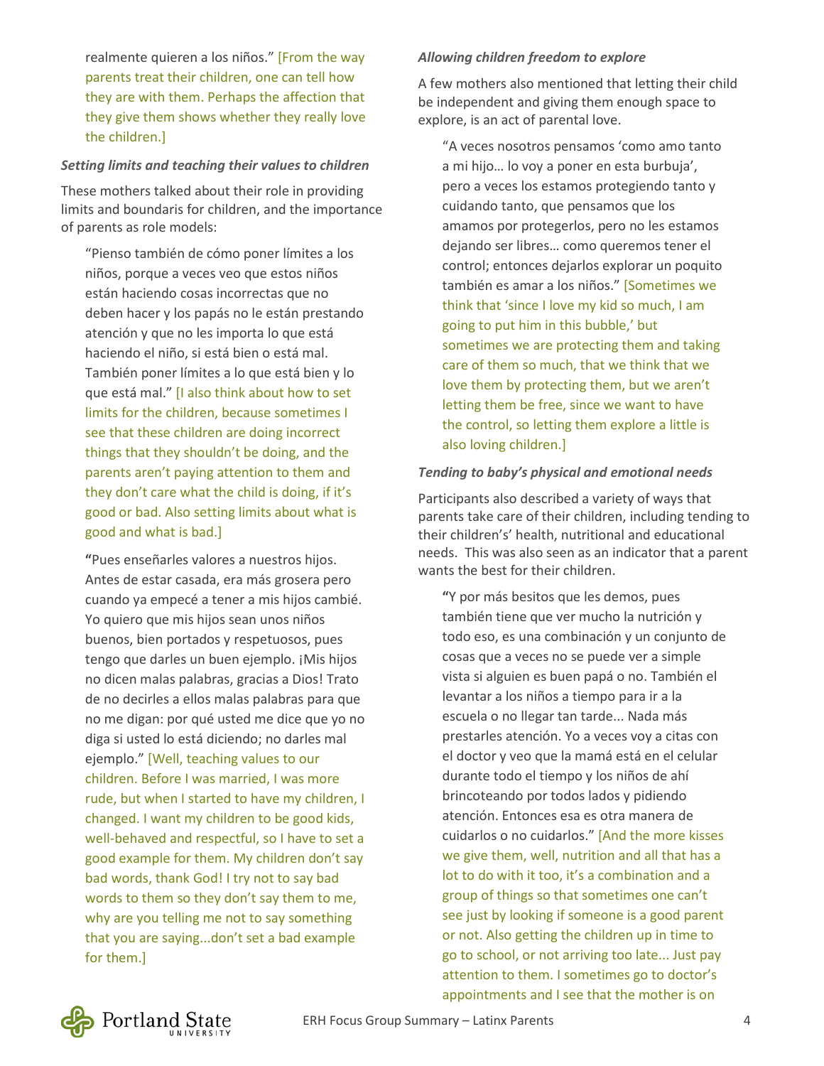realmente quieren a los niños." [From the way parents treat their children, one can tell how they are with them. Perhaps the affection that they give them shows whether they really love the children.]

### *Setting limits and teaching their values to children*

These mothers talked about their role in providing limits and boundaris for children, and the importance of parents as role models:

> "Pienso también de cómo poner límites a los niños, porque a veces veo que estos niños están haciendo cosas incorrectas que no deben hacer y los papás no le están prestando atención y que no les importa lo que está haciendo el niño, si está bien o está mal. También poner límites a lo que está bien y lo que está mal." [I also think about how to set limits for the children, because sometimes I see that these children are doing incorrect things that they shouldn't be doing, and the parents aren't paying attention to them and they don't care what the child is doing, if it's good or bad. Also setting limits about what is good and what is bad.]

> **"**Pues enseñarles valores a nuestros hijos. Antes de estar casada, era más grosera pero cuando ya empecé a tener a mis hijos cambié. Yo quiero que mis hijos sean unos niños buenos, bien portados y respetuosos, pues tengo que darles un buen ejemplo. ¡Mis hijos no dicen malas palabras, gracias a Dios! Trato de no decirles a ellos malas palabras para que no me digan: por qué usted me dice que yo no diga si usted lo está diciendo; no darles mal ejemplo." [Well, teaching values to our children. Before I was married, I was more rude, but when I started to have my children, I changed. I want my children to be good kids, well-behaved and respectful, so I have to set a good example for them. My children don't say bad words, thank God! I try not to say bad words to them so they don't say them to me, why are you telling me not to say something that you are saying...don't set a bad example for them.]

### *Allowing children freedom to explore*

A few mothers also mentioned that letting their child be independent and giving them enough space to explore, is an act of parental love.

> "A veces nosotros pensamos 'como amo tanto a mi hijo… lo voy a poner en esta burbuja', pero a veces los estamos protegiendo tanto y cuidando tanto, que pensamos que los amamos por protegerlos, pero no les estamos dejando ser libres… como queremos tener el control; entonces dejarlos explorar un poquito también es amar a los niños." [Sometimes we think that 'since I love my kid so much, I am going to put him in this bubble,' but sometimes we are protecting them and taking care of them so much, that we think that we love them by protecting them, but we aren't letting them be free, since we want to have the control, so letting them explore a little is also loving children.]

### *Tending to baby's physical and emotional needs*

Participants also described a variety of ways that parents take care of their children, including tending to their children's' health, nutritional and educational needs. This was also seen as an indicator that a parent wants the best for their children.

> **"**Y por más besitos que les demos, pues también tiene que ver mucho la nutrición y todo eso, es una combinación y un conjunto de cosas que a veces no se puede ver a simple vista si alguien es buen papá o no. También el levantar a los niños a tiempo para ir a la escuela o no llegar tan tarde... Nada más prestarles atención. Yo a veces voy a citas con el doctor y veo que la mamá está en el celular durante todo el tiempo y los niños de ahí brincoteando por todos lados y pidiendo atención. Entonces esa es otra manera de cuidarlos o no cuidarlos." [And the more kisses we give them, well, nutrition and all that has a lot to do with it too, it's a combination and a group of things so that sometimes one can't see just by looking if someone is a good parent or not. Also getting the children up in time to go to school, or not arriving too late... Just pay attention to them. I sometimes go to doctor's appointments and I see that the mother is on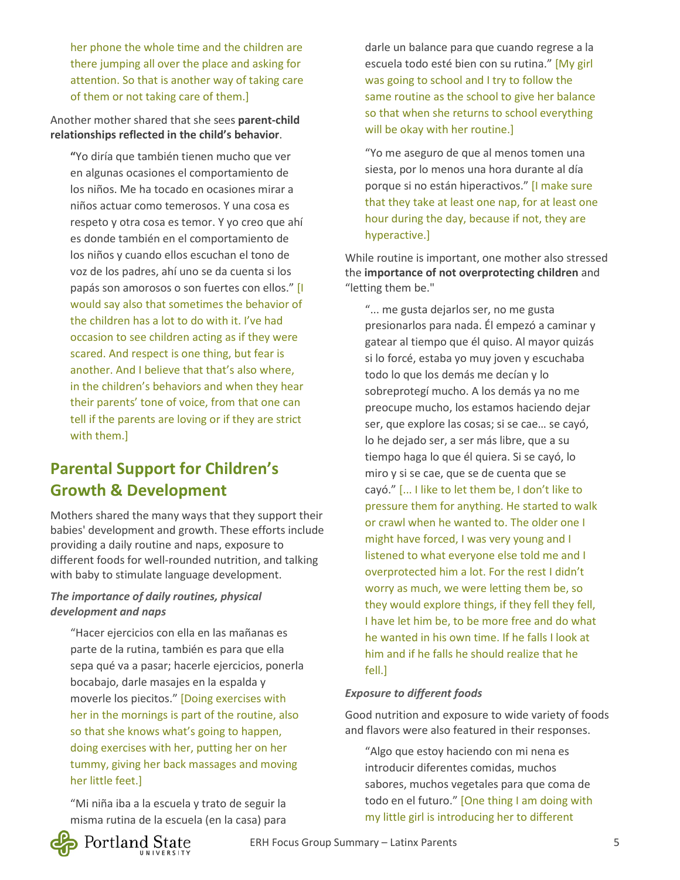her phone the whole time and the children are there jumping all over the place and asking for attention. So that is another way of taking care of them or not taking care of them.]

Another mother shared that she sees **parent-child relationships reflected in the child's behavior**.

> **"**Yo diría que también tienen mucho que ver en algunas ocasiones el comportamiento de los niños. Me ha tocado en ocasiones mirar a niños actuar como temerosos. Y una cosa es respeto y otra cosa es temor. Y yo creo que ahí es donde también en el comportamiento de los niños y cuando ellos escuchan el tono de voz de los padres, ahí uno se da cuenta si los papás son amorosos o son fuertes con ellos." [I would say also that sometimes the behavior of the children has a lot to do with it. I've had occasion to see children acting as if they were scared. And respect is one thing, but fear is another. And I believe that that's also where, in the children's behaviors and when they hear their parents' tone of voice, from that one can tell if the parents are loving or if they are strict with them.]

## Parental Support for Children's Growth & Development

Mothers shared the many ways that they support their babies' development and growth. These efforts include providing a daily routine and naps, exposure to different foods for well-rounded nutrition, and talking with baby to stimulate language development.

***The importance of daily routines, physical development and naps***

> "Hacer ejercicios con ella en las mañanas es parte de la rutina, también es para que ella sepa qué va a pasar; hacerle ejercicios, ponerla bocabajo, darle masajes en la espalda y moverle los piecitos." [Doing exercises with her in the mornings is part of the routine, also so that she knows what's going to happen, doing exercises with her, putting her on her tummy, giving her back massages and moving her little feet.]

> "Mi niña iba a la escuela y trato de seguir la misma rutina de la escuela (en la casa) para darle un balance para que cuando regrese a la escuela todo esté bien con su rutina." [My girl was going to school and I try to follow the same routine as the school to give her balance so that when she returns to school everything will be okay with her routine.]

> "Yo me aseguro de que al menos tomen una siesta, por lo menos una hora durante al día porque si no están hiperactivos." [I make sure that they take at least one nap, for at least one hour during the day, because if not, they are hyperactive.]

While routine is important, one mother also stressed the **importance of not overprotecting children** and "letting them be."

> "... me gusta dejarlos ser, no me gusta presionarlos para nada. Él empezó a caminar y gatear al tiempo que él quiso. Al mayor quizás si lo forcé, estaba yo muy joven y escuchaba todo lo que los demás me decían y lo sobreprotegí mucho. A los demás ya no me preocupe mucho, los estamos haciendo dejar ser, que explore las cosas; si se cae… se cayó, lo he dejado ser, a ser más libre, que a su tiempo haga lo que él quiera. Si se cayó, lo miro y si se cae, que se de cuenta que se cayó." [... I like to let them be, I don't like to pressure them for anything. He started to walk or crawl when he wanted to. The older one I might have forced, I was very young and I listened to what everyone else told me and I overprotected him a lot. For the rest I didn't worry as much, we were letting them be, so they would explore things, if they fell they fell, I have let him be, to be more free and do what he wanted in his own time. If he falls I look at him and if he falls he should realize that he fell.]

***Exposure to different foods***

Good nutrition and exposure to wide variety of foods and flavors were also featured in their responses.

> "Algo que estoy haciendo con mi nena es introducir diferentes comidas, muchos sabores, muchos vegetales para que coma de todo en el futuro." [One thing I am doing with my little girl is introducing her to different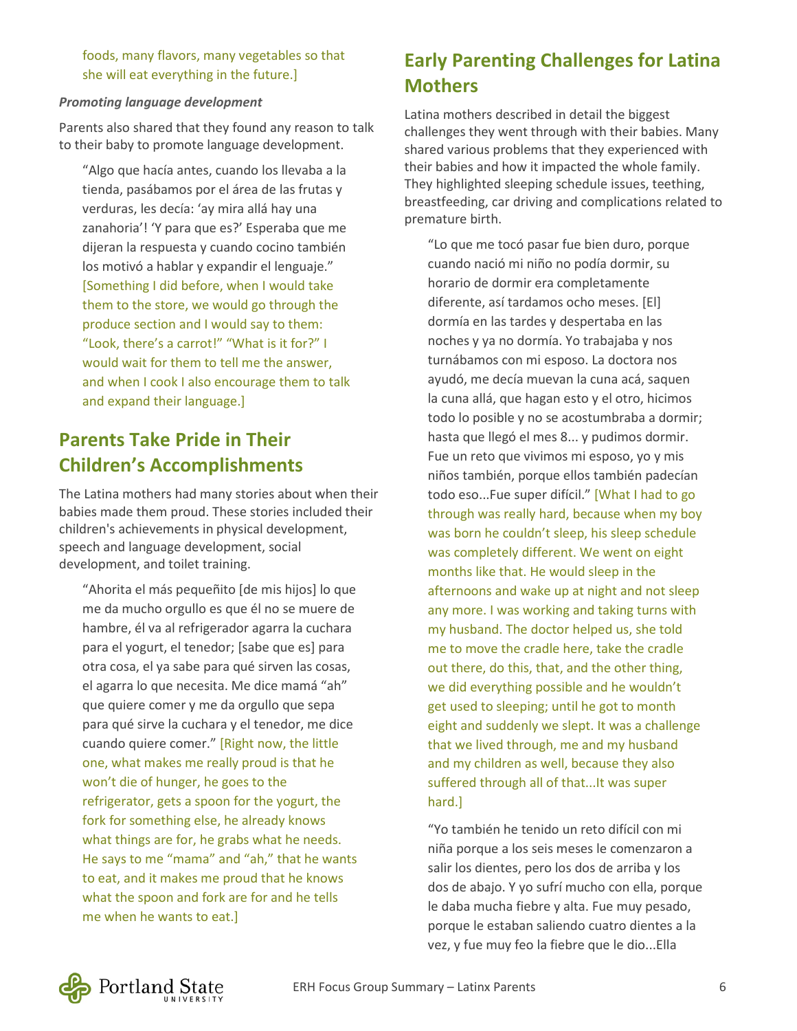foods, many flavors, many vegetables so that she will eat everything in the future.]

*Promoting language development*

Parents also shared that they found any reason to talk to their baby to promote language development.

> "Algo que hacía antes, cuando los llevaba a la tienda, pasábamos por el área de las frutas y verduras, les decía: 'ay mira allá hay una zanahoria'! 'Y para que es?' Esperaba que me dijeran la respuesta y cuando cocino también los motivó a hablar y expandir el lenguaje." [Something I did before, when I would take them to the store, we would go through the produce section and I would say to them: "Look, there's a carrot!" "What is it for?" I would wait for them to tell me the answer, and when I cook I also encourage them to talk and expand their language.]

## Parents Take Pride in Their Children's Accomplishments

The Latina mothers had many stories about when their babies made them proud. These stories included their children's achievements in physical development, speech and language development, social development, and toilet training.

> "Ahorita el más pequeñito [de mis hijos] lo que me da mucho orgullo es que él no se muere de hambre, él va al refrigerador agarra la cuchara para el yogurt, el tenedor; [sabe que es] para otra cosa, el ya sabe para qué sirven las cosas, el agarra lo que necesita. Me dice mamá "ah" que quiere comer y me da orgullo que sepa para qué sirve la cuchara y el tenedor, me dice cuando quiere comer." [Right now, the little one, what makes me really proud is that he won't die of hunger, he goes to the refrigerator, gets a spoon for the yogurt, the fork for something else, he already knows what things are for, he grabs what he needs. He says to me "mama" and "ah," that he wants to eat, and it makes me proud that he knows what the spoon and fork are for and he tells me when he wants to eat.]

## Early Parenting Challenges for Latina Mothers

Latina mothers described in detail the biggest challenges they went through with their babies. Many shared various problems that they experienced with their babies and how it impacted the whole family. They highlighted sleeping schedule issues, teething, breastfeeding, car driving and complications related to premature birth.

> "Lo que me tocó pasar fue bien duro, porque cuando nació mi niño no podía dormir, su horario de dormir era completamente diferente, así tardamos ocho meses. [El] dormía en las tardes y despertaba en las noches y ya no dormía. Yo trabajaba y nos turnábamos con mi esposo. La doctora nos ayudó, me decía muevan la cuna acá, saquen la cuna allá, que hagan esto y el otro, hicimos todo lo posible y no se acostumbraba a dormir; hasta que llegó el mes 8... y pudimos dormir. Fue un reto que vivimos mi esposo, yo y mis niños también, porque ellos también padecían todo eso...Fue super difícil." [What I had to go through was really hard, because when my boy was born he couldn't sleep, his sleep schedule was completely different. We went on eight months like that. He would sleep in the afternoons and wake up at night and not sleep any more. I was working and taking turns with my husband. The doctor helped us, she told me to move the cradle here, take the cradle out there, do this, that, and the other thing, we did everything possible and he wouldn't get used to sleeping; until he got to month eight and suddenly we slept. It was a challenge that we lived through, me and my husband and my children as well, because they also suffered through all of that...It was super hard.]

> "Yo también he tenido un reto difícil con mi niña porque a los seis meses le comenzaron a salir los dientes, pero los dos de arriba y los dos de abajo. Y yo sufrí mucho con ella, porque le daba mucha fiebre y alta. Fue muy pesado, porque le estaban saliendo cuatro dientes a la vez, y fue muy feo la fiebre que le dio...Ella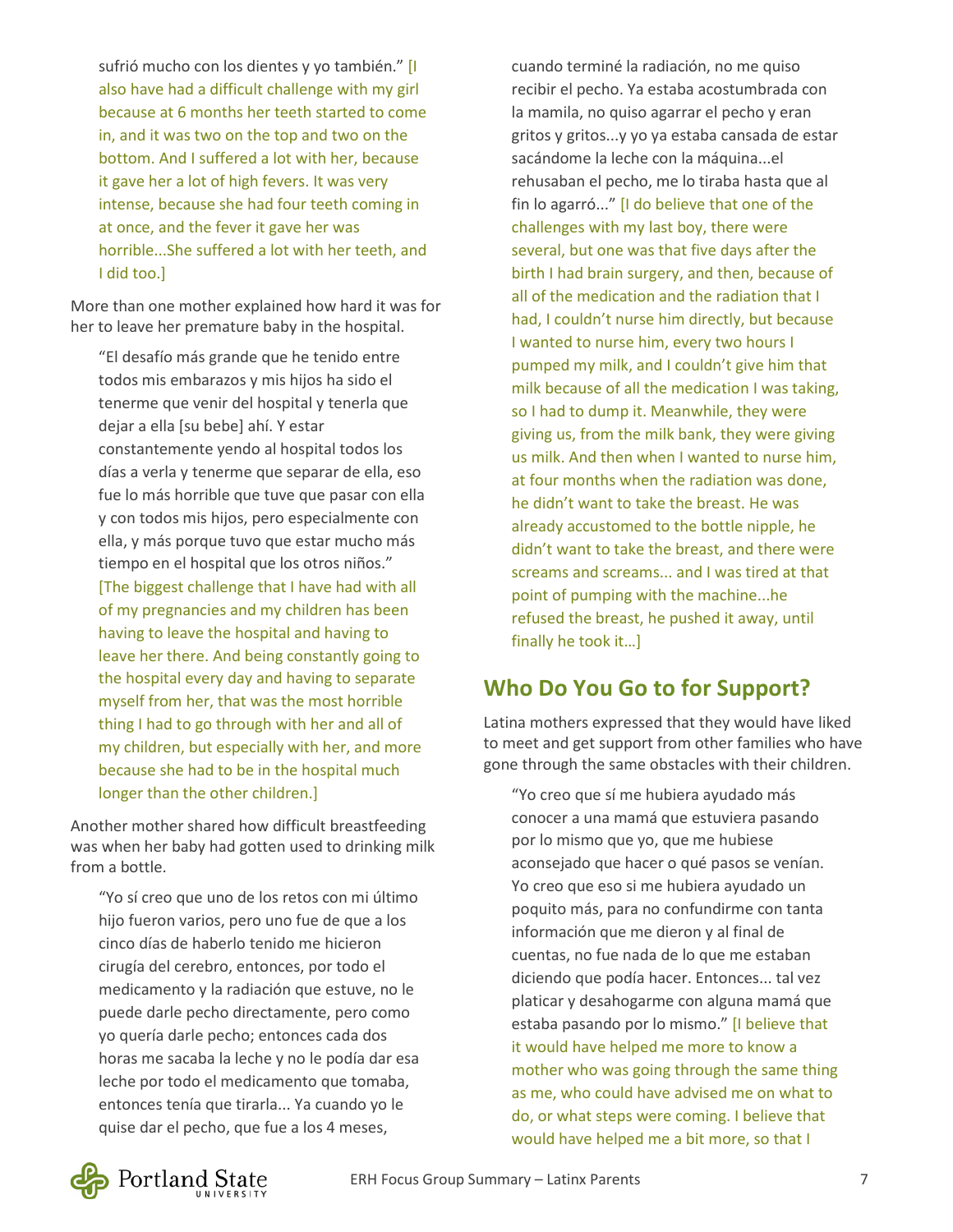sufrió mucho con los dientes y yo también." [I also have had a difficult challenge with my girl because at 6 months her teeth started to come in, and it was two on the top and two on the bottom. And I suffered a lot with her, because it gave her a lot of high fevers. It was very intense, because she had four teeth coming in at once, and the fever it gave her was horrible...She suffered a lot with her teeth, and I did too.]

More than one mother explained how hard it was for her to leave her premature baby in the hospital.

> "El desafío más grande que he tenido entre todos mis embarazos y mis hijos ha sido el tenerme que venir del hospital y tenerla que dejar a ella [su bebe] ahí. Y estar constantemente yendo al hospital todos los días a verla y tenerme que separar de ella, eso fue lo más horrible que tuve que pasar con ella y con todos mis hijos, pero especialmente con ella, y más porque tuvo que estar mucho más tiempo en el hospital que los otros niños." [The biggest challenge that I have had with all of my pregnancies and my children has been having to leave the hospital and having to leave her there. And being constantly going to the hospital every day and having to separate myself from her, that was the most horrible thing I had to go through with her and all of my children, but especially with her, and more because she had to be in the hospital much longer than the other children.]

Another mother shared how difficult breastfeeding was when her baby had gotten used to drinking milk from a bottle.

> "Yo sí creo que uno de los retos con mi último hijo fueron varios, pero uno fue de que a los cinco días de haberlo tenido me hicieron cirugía del cerebro, entonces, por todo el medicamento y la radiación que estuve, no le puede darle pecho directamente, pero como yo quería darle pecho; entonces cada dos horas me sacaba la leche y no le podía dar esa leche por todo el medicamento que tomaba, entonces tenía que tirarla... Ya cuando yo le quise dar el pecho, que fue a los 4 meses, cuando terminé la radiación, no me quiso recibir el pecho. Ya estaba acostumbrada con la mamila, no quiso agarrar el pecho y eran gritos y gritos...y yo ya estaba cansada de estar sacándome la leche con la máquina...el rehusaban el pecho, me lo tiraba hasta que al fin lo agarró..." [I do believe that one of the challenges with my last boy, there were several, but one was that five days after the birth I had brain surgery, and then, because of all of the medication and the radiation that I had, I couldn't nurse him directly, but because I wanted to nurse him, every two hours I pumped my milk, and I couldn't give him that milk because of all the medication I was taking, so I had to dump it. Meanwhile, they were giving us, from the milk bank, they were giving us milk. And then when I wanted to nurse him, at four months when the radiation was done, he didn't want to take the breast. He was already accustomed to the bottle nipple, he didn't want to take the breast, and there were screams and screams... and I was tired at that point of pumping with the machine...he refused the breast, he pushed it away, until finally he took it…]

## Who Do You Go to for Support?

Latina mothers expressed that they would have liked to meet and get support from other families who have gone through the same obstacles with their children.

> "Yo creo que sí me hubiera ayudado más conocer a una mamá que estuviera pasando por lo mismo que yo, que me hubiese aconsejado que hacer o qué pasos se venían. Yo creo que eso si me hubiera ayudado un poquito más, para no confundirme con tanta información que me dieron y al final de cuentas, no fue nada de lo que me estaban diciendo que podía hacer. Entonces... tal vez platicar y desahogarme con alguna mamá que estaba pasando por lo mismo." [I believe that it would have helped me more to know a mother who was going through the same thing as me, who could have advised me on what to do, or what steps were coming. I believe that would have helped me a bit more, so that I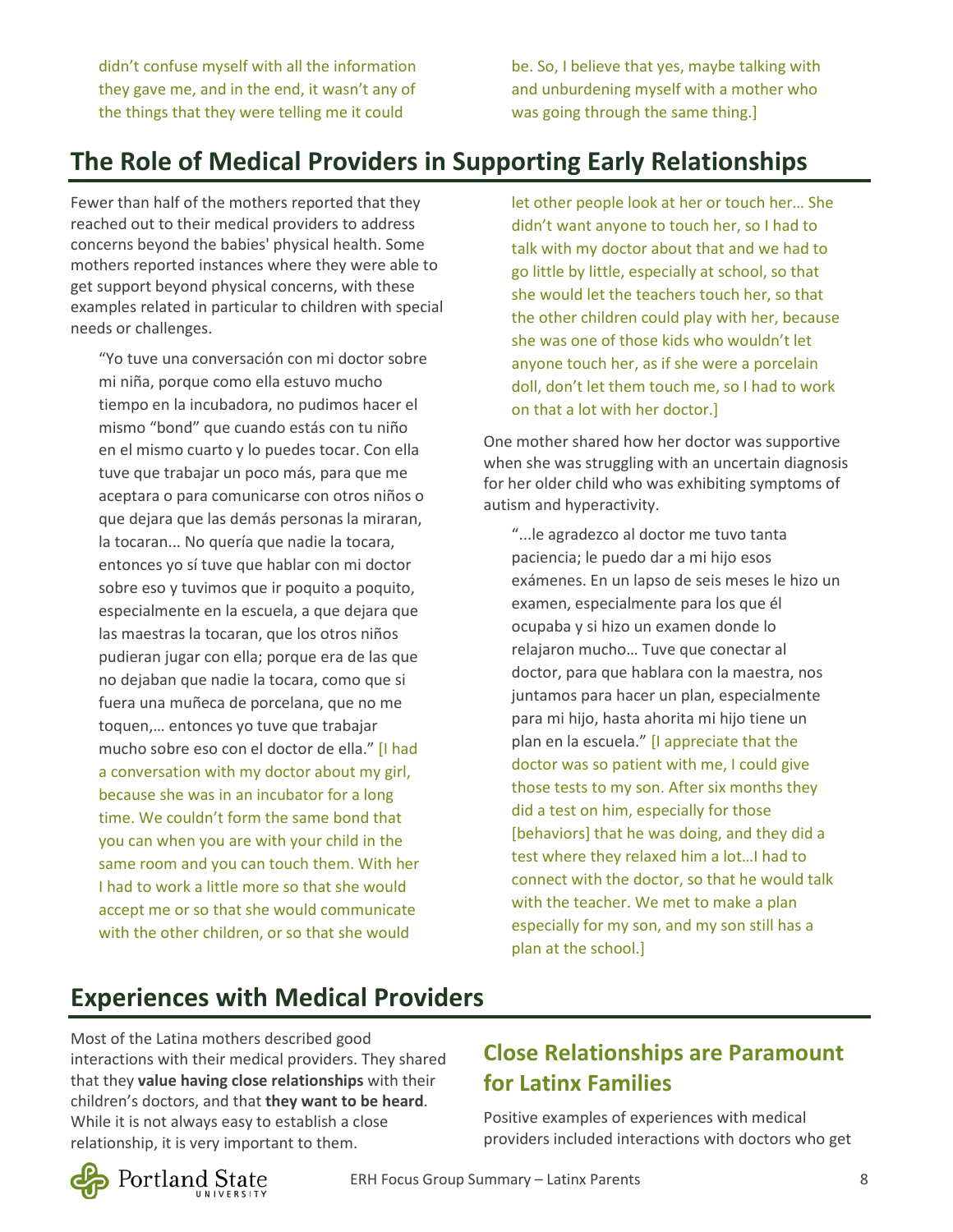didn't confuse myself with all the information they gave me, and in the end, it wasn't any of the things that they were telling me it could be. So, I believe that yes, maybe talking with and unburdening myself with a mother who was going through the same thing.]

## The Role of Medical Providers in Supporting Early Relationships

Fewer than half of the mothers reported that they reached out to their medical providers to address concerns beyond the babies' physical health. Some mothers reported instances where they were able to get support beyond physical concerns, with these examples related in particular to children with special needs or challenges.

> "Yo tuve una conversación con mi doctor sobre mi niña, porque como ella estuvo mucho tiempo en la incubadora, no pudimos hacer el mismo "bond" que cuando estás con tu niño en el mismo cuarto y lo puedes tocar. Con ella tuve que trabajar un poco más, para que me aceptara o para comunicarse con otros niños o que dejara que las demás personas la miraran, la tocaran... No quería que nadie la tocara, entonces yo sí tuve que hablar con mi doctor sobre eso y tuvimos que ir poquito a poquito, especialmente en la escuela, a que dejara que las maestras la tocaran, que los otros niños pudieran jugar con ella; porque era de las que no dejaban que nadie la tocara, como que si fuera una muñeca de porcelana, que no me toquen,… entonces yo tuve que trabajar mucho sobre eso con el doctor de ella." [I had a conversation with my doctor about my girl, because she was in an incubator for a long time. We couldn't form the same bond that you can when you are with your child in the same room and you can touch them. With her I had to work a little more so that she would accept me or so that she would communicate with the other children, or so that she would let other people look at her or touch her… She didn't want anyone to touch her, so I had to talk with my doctor about that and we had to go little by little, especially at school, so that she would let the teachers touch her, so that the other children could play with her, because she was one of those kids who wouldn't let anyone touch her, as if she were a porcelain doll, don't let them touch me, so I had to work on that a lot with her doctor.]

One mother shared how her doctor was supportive when she was struggling with an uncertain diagnosis for her older child who was exhibiting symptoms of autism and hyperactivity.

> "...le agradezco al doctor me tuvo tanta paciencia; le puedo dar a mi hijo esos exámenes. En un lapso de seis meses le hizo un examen, especialmente para los que él ocupaba y si hizo un examen donde lo relajaron mucho… Tuve que conectar al doctor, para que hablara con la maestra, nos juntamos para hacer un plan, especialmente para mi hijo, hasta ahorita mi hijo tiene un plan en la escuela." [I appreciate that the doctor was so patient with me, I could give those tests to my son. After six months they did a test on him, especially for those [behaviors] that he was doing, and they did a test where they relaxed him a lot…I had to connect with the doctor, so that he would talk with the teacher. We met to make a plan especially for my son, and my son still has a plan at the school.]

## Experiences with Medical Providers

Most of the Latina mothers described good interactions with their medical providers. They shared that they **value having close relationships** with their children's doctors, and that **they want to be heard**. While it is not always easy to establish a close relationship, it is very important to them.

### Close Relationships are Paramount for Latinx Families

Positive examples of experiences with medical providers included interactions with doctors who get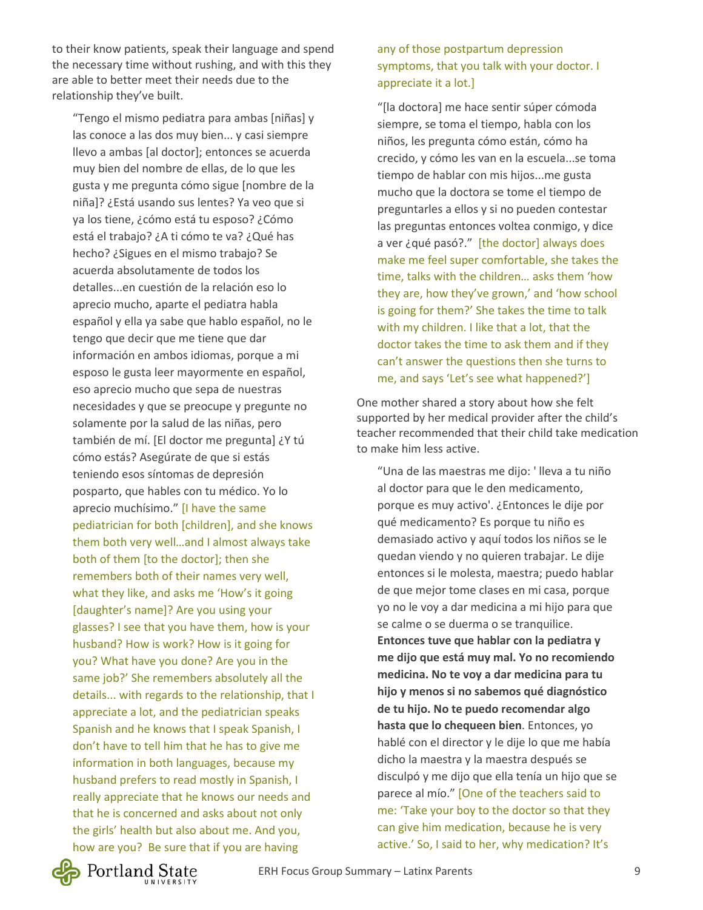to their know patients, speak their language and spend the necessary time without rushing, and with this they are able to better meet their needs due to the relationship they've built.

> "Tengo el mismo pediatra para ambas [niñas] y las conoce a las dos muy bien... y casi siempre llevo a ambas [al doctor]; entonces se acuerda muy bien del nombre de ellas, de lo que les gusta y me pregunta cómo sigue [nombre de la niña]? ¿Está usando sus lentes? Ya veo que si ya los tiene, ¿cómo está tu esposo? ¿Cómo está el trabajo? ¿A ti cómo te va? ¿Qué has hecho? ¿Sigues en el mismo trabajo? Se acuerda absolutamente de todos los detalles...en cuestión de la relación eso lo aprecio mucho, aparte el pediatra habla español y ella ya sabe que hablo español, no le tengo que decir que me tiene que dar información en ambos idiomas, porque a mi esposo le gusta leer mayormente en español, eso aprecio mucho que sepa de nuestras necesidades y que se preocupe y pregunte no solamente por la salud de las niñas, pero también de mí. [El doctor me pregunta] ¿Y tú cómo estás? Asegúrate de que si estás teniendo esos síntomas de depresión posparto, que hables con tu médico. Yo lo aprecio muchísimo." [I have the same pediatrician for both [children], and she knows them both very well…and I almost always take both of them [to the doctor]; then she remembers both of their names very well, what they like, and asks me 'How's it going [daughter's name]? Are you using your glasses? I see that you have them, how is your husband? How is work? How is it going for you? What have you done? Are you in the same job?' She remembers absolutely all the details... with regards to the relationship, that I appreciate a lot, and the pediatrician speaks Spanish and he knows that I speak Spanish, I don't have to tell him that he has to give me information in both languages, because my husband prefers to read mostly in Spanish, I really appreciate that he knows our needs and that he is concerned and asks about not only the girls' health but also about me. And you, how are you? Be sure that if you are having any of those postpartum depression symptoms, that you talk with your doctor. I appreciate it a lot.]

> "[la doctora] me hace sentir súper cómoda siempre, se toma el tiempo, habla con los niños, les pregunta cómo están, cómo ha crecido, y cómo les van en la escuela...se toma tiempo de hablar con mis hijos...me gusta mucho que la doctora se tome el tiempo de preguntarles a ellos y si no pueden contestar las preguntas entonces voltea conmigo, y dice a ver ¿qué pasó?." [the doctor] always does make me feel super comfortable, she takes the time, talks with the children… asks them 'how they are, how they've grown,' and 'how school is going for them?' She takes the time to talk with my children. I like that a lot, that the doctor takes the time to ask them and if they can't answer the questions then she turns to me, and says 'Let's see what happened?']

One mother shared a story about how she felt supported by her medical provider after the child's teacher recommended that their child take medication to make him less active.

> "Una de las maestras me dijo: ' lleva a tu niño al doctor para que le den medicamento, porque es muy activo'. ¿Entonces le dije por qué medicamento? Es porque tu niño es demasiado activo y aquí todos los niños se le quedan viendo y no quieren trabajar. Le dije entonces si le molesta, maestra; puedo hablar de que mejor tome clases en mi casa, porque yo no le voy a dar medicina a mi hijo para que se calme o se duerma o se tranquilice. **Entonces tuve que hablar con la pediatra y me dijo que está muy mal. Yo no recomiendo medicina. No te voy a dar medicina para tu hijo y menos si no sabemos qué diagnóstico de tu hijo. No te puedo recomendar algo hasta que lo chequeen bien**. Entonces, yo hablé con el director y le dije lo que me había dicho la maestra y la maestra después se disculpó y me dijo que ella tenía un hijo que se parece al mío." [One of the teachers said to me: 'Take your boy to the doctor so that they can give him medication, because he is very active.' So, I said to her, why medication? It's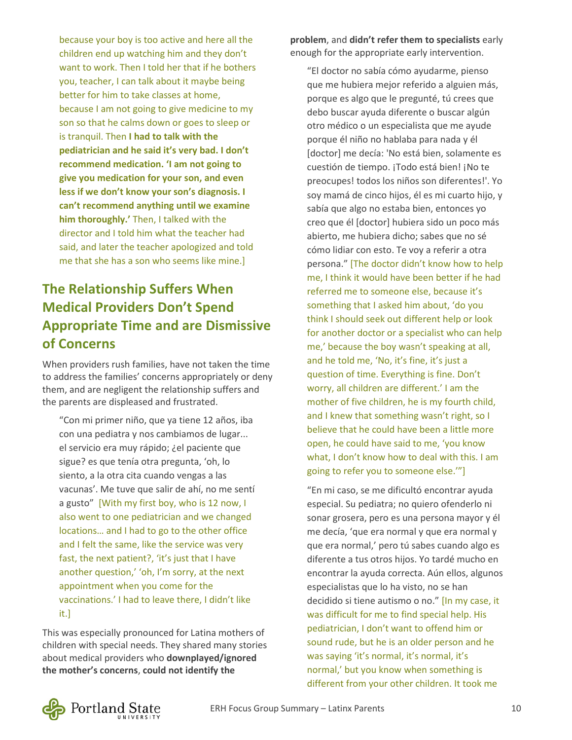because your boy is too active and here all the children end up watching him and they don't want to work. Then I told her that if he bothers you, teacher, I can talk about it maybe being better for him to take classes at home, because I am not going to give medicine to my son so that he calms down or goes to sleep or is tranquil. Then **I had to talk with the pediatrician and he said it's very bad. I don't recommend medication. 'I am not going to give you medication for your son, and even less if we don't know your son's diagnosis. I can't recommend anything until we examine him thoroughly.'** Then, I talked with the director and I told him what the teacher had said, and later the teacher apologized and told me that she has a son who seems like mine.]

## The Relationship Suffers When Medical Providers Don't Spend Appropriate Time and are Dismissive of Concerns

When providers rush families, have not taken the time to address the families' concerns appropriately or deny them, and are negligent the relationship suffers and the parents are displeased and frustrated.

> "Con mi primer niño, que ya tiene 12 años, iba con una pediatra y nos cambiamos de lugar... el servicio era muy rápido; ¿el paciente que sigue? es que tenía otra pregunta, 'oh, lo siento, a la otra cita cuando vengas a las vacunas'. Me tuve que salir de ahí, no me sentí a gusto" [With my first boy, who is 12 now, I also went to one pediatrician and we changed locations… and I had to go to the other office and I felt the same, like the service was very fast, the next patient?, 'it's just that I have another question,' 'oh, I'm sorry, at the next appointment when you come for the vaccinations.' I had to leave there, I didn't like it.]

This was especially pronounced for Latina mothers of children with special needs. They shared many stories about medical providers who **downplayed/ignored the mother's concerns**, **could not identify the problem**, and **didn't refer them to specialists** early enough for the appropriate early intervention.

> "El doctor no sabía cómo ayudarme, pienso que me hubiera mejor referido a alguien más, porque es algo que le pregunté, tú crees que debo buscar ayuda diferente o buscar algún otro médico o un especialista que me ayude porque él niño no hablaba para nada y él [doctor] me decía: 'No está bien, solamente es cuestión de tiempo. ¡Todo está bien! ¡No te preocupes! todos los niños son diferentes!'. Yo soy mamá de cinco hijos, él es mi cuarto hijo, y sabía que algo no estaba bien, entonces yo creo que él [doctor] hubiera sido un poco más abierto, me hubiera dicho; sabes que no sé cómo lidiar con esto. Te voy a referir a otra persona." [The doctor didn't know how to help me, I think it would have been better if he had referred me to someone else, because it's something that I asked him about, 'do you think I should seek out different help or look for another doctor or a specialist who can help me,' because the boy wasn't speaking at all, and he told me, 'No, it's fine, it's just a question of time. Everything is fine. Don't worry, all children are different.' I am the mother of five children, he is my fourth child, and I knew that something wasn't right, so I believe that he could have been a little more open, he could have said to me, 'you know what, I don't know how to deal with this. I am going to refer you to someone else.'"]

> "En mi caso, se me dificultó encontrar ayuda especial. Su pediatra; no quiero ofenderlo ni sonar grosera, pero es una persona mayor y él me decía, 'que era normal y que era normal y que era normal,' pero tú sabes cuando algo es diferente a tus otros hijos. Yo tardé mucho en encontrar la ayuda correcta. Aún ellos, algunos especialistas que lo ha visto, no se han decidido si tiene autismo o no." [In my case, it was difficult for me to find special help. His pediatrician, I don't want to offend him or sound rude, but he is an older person and he was saying 'it's normal, it's normal, it's normal,' but you know when something is different from your other children. It took me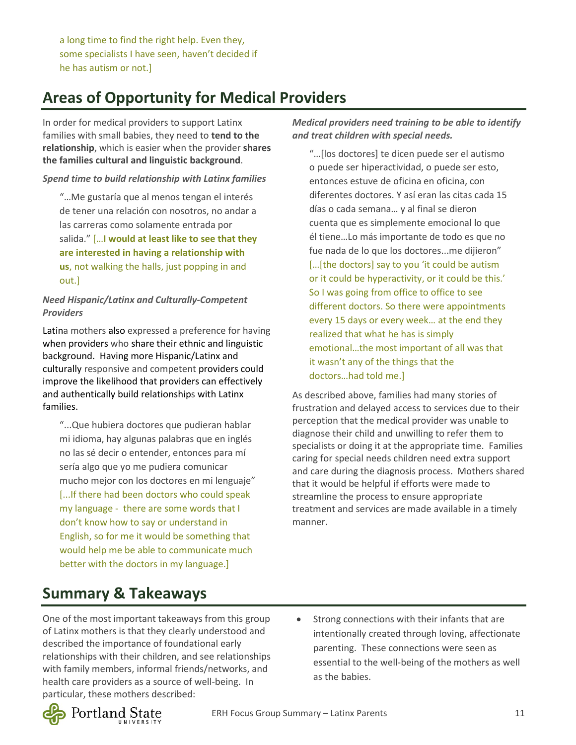a long time to find the right help. Even they, some specialists I have seen, haven't decided if he has autism or not.]

## Areas of Opportunity for Medical Providers

In order for medical providers to support Latinx families with small babies, they need to **tend to the relationship**, which is easier when the provider **shares the families cultural and linguistic background**.

***Spend time to build relationship with Latinx families***

> "…Me gustaría que al menos tengan el interés de tener una relación con nosotros, no andar a las carreras como solamente entrada por salida." […**I would at least like to see that they are interested in having a relationship with us**, not walking the halls, just popping in and out.]

***Need Hispanic/Latinx and Culturally-Competent Providers***

Latina mothers also expressed a preference for having when providers who share their ethnic and linguistic background. Having more Hispanic/Latinx and culturally responsive and competent providers could improve the likelihood that providers can effectively and authentically build relationships with Latinx families.

> "...Que hubiera doctores que pudieran hablar mi idioma, hay algunas palabras que en inglés no las sé decir o entender, entonces para mí sería algo que yo me pudiera comunicar mucho mejor con los doctores en mi lenguaje" [...If there had been doctors who could speak my language - there are some words that I don't know how to say or understand in English, so for me it would be something that would help me be able to communicate much better with the doctors in my language.]

***Medical providers need training to be able to identify and treat children with special needs.***

> "…[los doctores] te dicen puede ser el autismo o puede ser hiperactividad, o puede ser esto, entonces estuve de oficina en oficina, con diferentes doctores. Y así eran las citas cada 15 días o cada semana… y al final se dieron cuenta que es simplemente emocional lo que él tiene…Lo más importante de todo es que no fue nada de lo que los doctores...me dijieron" […[the doctors] say to you 'it could be autism or it could be hyperactivity, or it could be this.' So I was going from office to office to see different doctors. So there were appointments every 15 days or every week… at the end they realized that what he has is simply emotional…the most important of all was that it wasn't any of the things that the doctors…had told me.]

As described above, families had many stories of frustration and delayed access to services due to their perception that the medical provider was unable to diagnose their child and unwilling to refer them to specialists or doing it at the appropriate time. Families caring for special needs children need extra support and care during the diagnosis process. Mothers shared that it would be helpful if efforts were made to streamline the process to ensure appropriate treatment and services are made available in a timely manner.

## Summary & Takeaways

One of the most important takeaways from this group of Latinx mothers is that they clearly understood and described the importance of foundational early relationships with their children, and see relationships with family members, informal friends/networks, and health care providers as a source of well-being. In particular, these mothers described:

- Strong connections with their infants that are intentionally created through loving, affectionate parenting. These connections were seen as essential to the well-being of the mothers as well as the babies.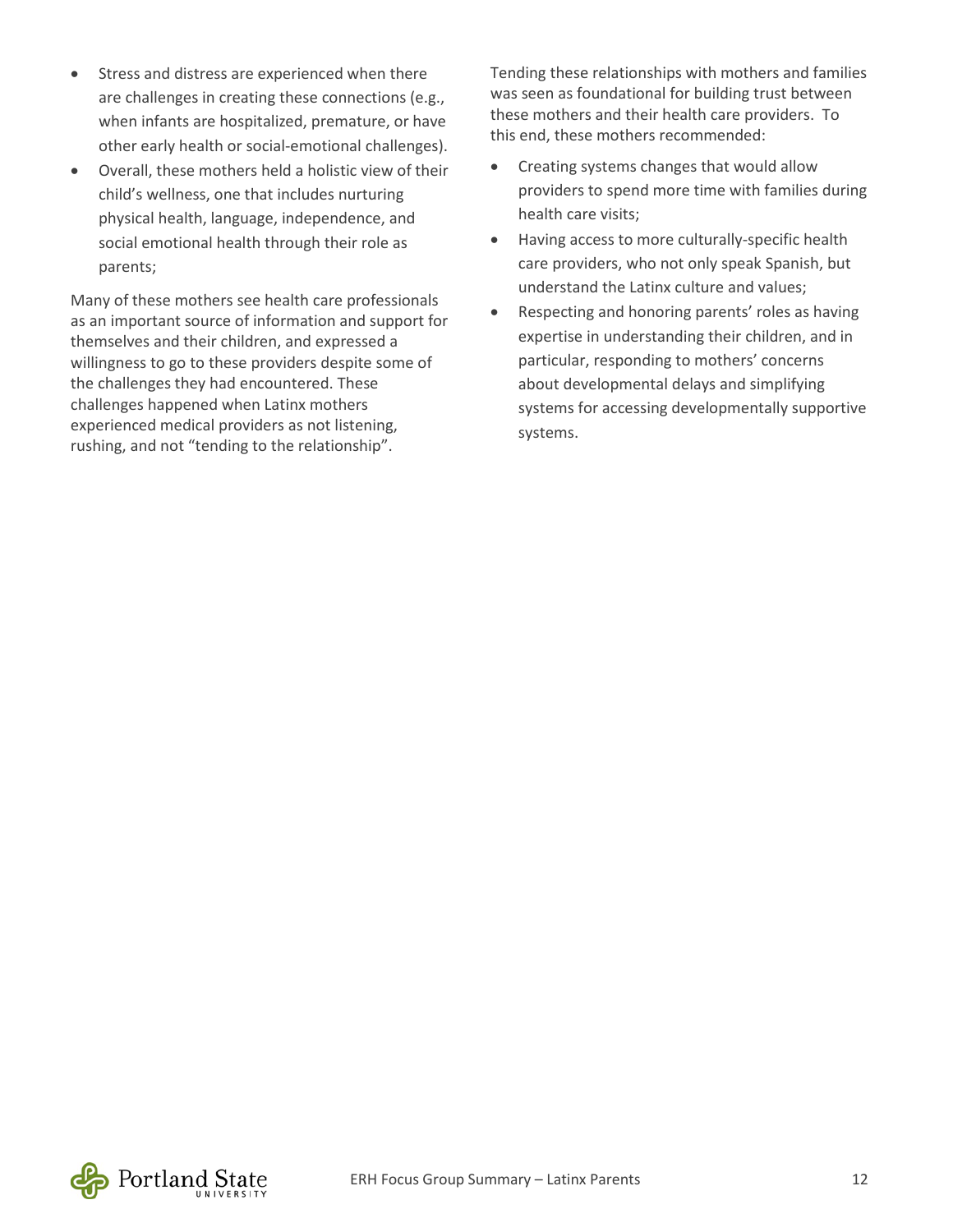- Stress and distress are experienced when there are challenges in creating these connections (e.g., when infants are hospitalized, premature, or have other early health or social-emotional challenges).
- Overall, these mothers held a holistic view of their child's wellness, one that includes nurturing physical health, language, independence, and social emotional health through their role as parents;

Many of these mothers see health care professionals as an important source of information and support for themselves and their children, and expressed a willingness to go to these providers despite some of the challenges they had encountered. These challenges happened when Latinx mothers experienced medical providers as not listening, rushing, and not "tending to the relationship".

Tending these relationships with mothers and families was seen as foundational for building trust between these mothers and their health care providers. To this end, these mothers recommended:

- Creating systems changes that would allow providers to spend more time with families during health care visits;
- Having access to more culturally-specific health care providers, who not only speak Spanish, but understand the Latinx culture and values;
- Respecting and honoring parents' roles as having expertise in understanding their children, and in particular, responding to mothers' concerns about developmental delays and simplifying systems for accessing developmentally supportive systems.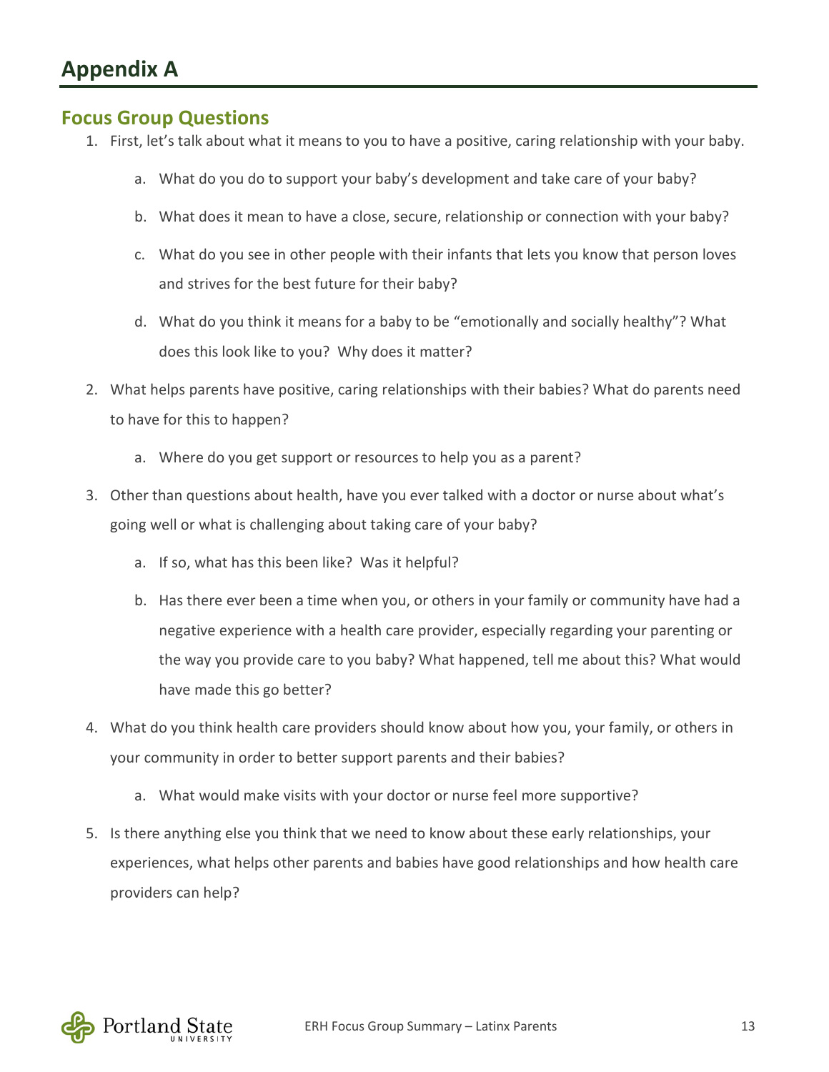# Appendix A

## Focus Group Questions

1. First, let's talk about what it means to you to have a positive, caring relationship with your baby.
   a. What do you do to support your baby's development and take care of your baby?
   b. What does it mean to have a close, secure, relationship or connection with your baby?
   c. What do you see in other people with their infants that lets you know that person loves and strives for the best future for their baby?
   d. What do you think it means for a baby to be "emotionally and socially healthy"? What does this look like to you? Why does it matter?
2. What helps parents have positive, caring relationships with their babies? What do parents need to have for this to happen?
   a. Where do you get support or resources to help you as a parent?
3. Other than questions about health, have you ever talked with a doctor or nurse about what's going well or what is challenging about taking care of your baby?
   a. If so, what has this been like? Was it helpful?
   b. Has there ever been a time when you, or others in your family or community have had a negative experience with a health care provider, especially regarding your parenting or the way you provide care to you baby? What happened, tell me about this? What would have made this go better?
4. What do you think health care providers should know about how you, your family, or others in your community in order to better support parents and their babies?
   a. What would make visits with your doctor or nurse feel more supportive?
5. Is there anything else you think that we need to know about these early relationships, your experiences, what helps other parents and babies have good relationships and how health care providers can help?